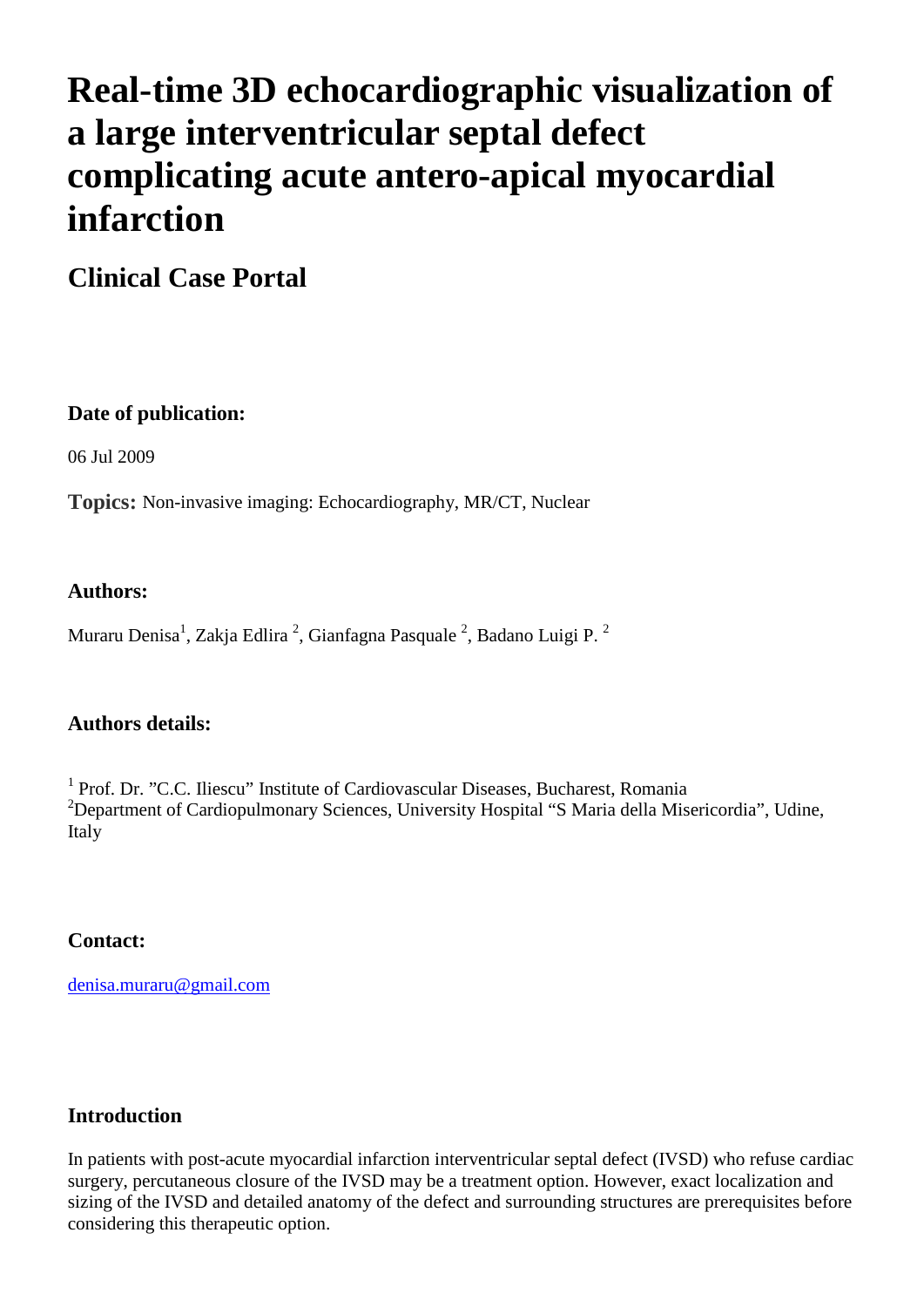# Real-time 3D echocardiographic visualization of a large interventricular septal defect complicating acute antero-apical myocardial infarction

## Clinical Case Portal

### Date of publication:

06 Jul 2009

**Topics:** Non-invasive imaging: Echocardiography, MR/CT, Nuclear

### Authors:

Muraru Denisa[1], Zakja Edlira [2], Gianfagna Pasquale [2], Badano Luigi P. [2]

### Authors details:

[1] Prof. Dr. "C.C. Iliescu" Institute of Cardiovascular Diseases, Bucharest, Romania
[2]Department of Cardiopulmonary Sciences, University Hospital "S Maria della Misericordia", Udine, Italy

### Contact:

denisa.muraru@gmail.com

### Introduction

In patients with post-acute myocardial infarction interventricular septal defect (IVSD) who refuse cardiac surgery, percutaneous closure of the IVSD may be a treatment option. However, exact localization and sizing of the IVSD and detailed anatomy of the defect and surrounding structures are prerequisites before considering this therapeutic option.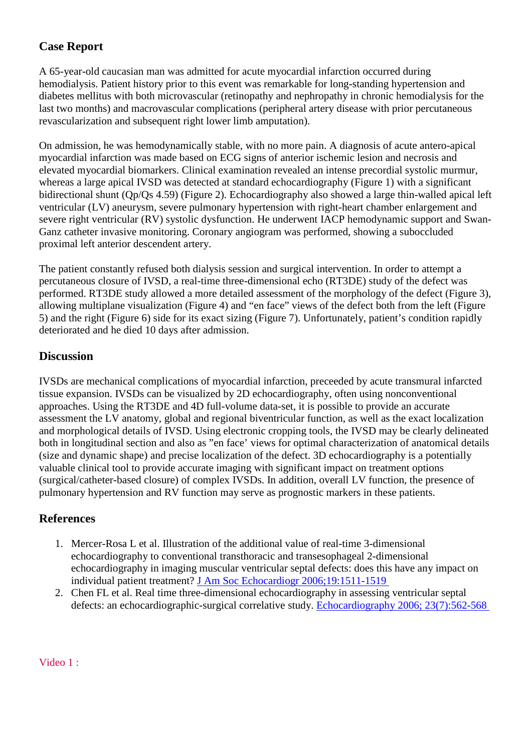## Case Report

A 65-year-old caucasian man was admitted for acute myocardial infarction occurred during hemodialysis. Patient history prior to this event was remarkable for long-standing hypertension and diabetes mellitus with both microvascular (retinopathy and nephropathy in chronic hemodialysis for the last two months) and macrovascular complications (peripheral artery disease with prior percutaneous revascularization and subsequent right lower limb amputation).

On admission, he was hemodynamically stable, with no more pain. A diagnosis of acute antero-apical myocardial infarction was made based on ECG signs of anterior ischemic lesion and necrosis and elevated myocardial biomarkers. Clinical examination revealed an intense precordial systolic murmur, whereas a large apical IVSD was detected at standard echocardiography (Figure 1) with a significant bidirectional shunt (Qp/Qs 4.59) (Figure 2). Echocardiography also showed a large thin-walled apical left ventricular (LV) aneurysm, severe pulmonary hypertension with right-heart chamber enlargement and severe right ventricular (RV) systolic dysfunction. He underwent IACP hemodynamic support and Swan-Ganz catheter invasive monitoring. Coronary angiogram was performed, showing a subocluded proximal left anterior descendent artery.

The patient constantly refused both dialysis session and surgical intervention. In order to attempt a percutaneous closure of IVSD, a real-time three-dimensional echo (RT3DE) study of the defect was performed. RT3DE study allowed a more detailed assessment of the morphology of the defect (Figure 3), allowing multiplane visualization (Figure 4) and "en face" views of the defect both from the left (Figure 5) and the right (Figure 6) side for its exact sizing (Figure 7). Unfortunately, patient's condition rapidly deteriorated and he died 10 days after admission.

## Discussion

IVSDs are mechanical complications of myocardial infarction, preceeded by acute transmural infarcted tissue expansion. IVSDs can be visualized by 2D echocardiography, often using nonconventional approaches. Using the RT3DE and 4D full-volume data-set, it is possible to provide an accurate assessment the LV anatomy, global and regional biventricular function, as well as the exact localization and morphological details of IVSD. Using electronic cropping tools, the IVSD may be clearly delineated both in longitudinal section and also as "en face' views for optimal characterization of anatomical details (size and dynamic shape) and precise localization of the defect. 3D echocardiography is a potentially valuable clinical tool to provide accurate imaging with significant impact on treatment options (surgical/catheter-based closure) of complex IVSDs. In addition, overall LV function, the presence of pulmonary hypertension and RV function may serve as prognostic markers in these patients.

## References

1. Mercer-Rosa L et al. Illustration of the additional value of real-time 3-dimensional echocardiography to conventional transthoracic and transesophageal 2-dimensional echocardiography in imaging muscular ventricular septal defects: does this have any impact on individual patient treatment? J Am Soc Echocardiogr 2006;19:1511-1519
2. Chen FL et al. Real time three-dimensional echocardiography in assessing ventricular septal defects: an echocardiographic-surgical correlative study. Echocardiography 2006; 23(7):562-568

Video 1 :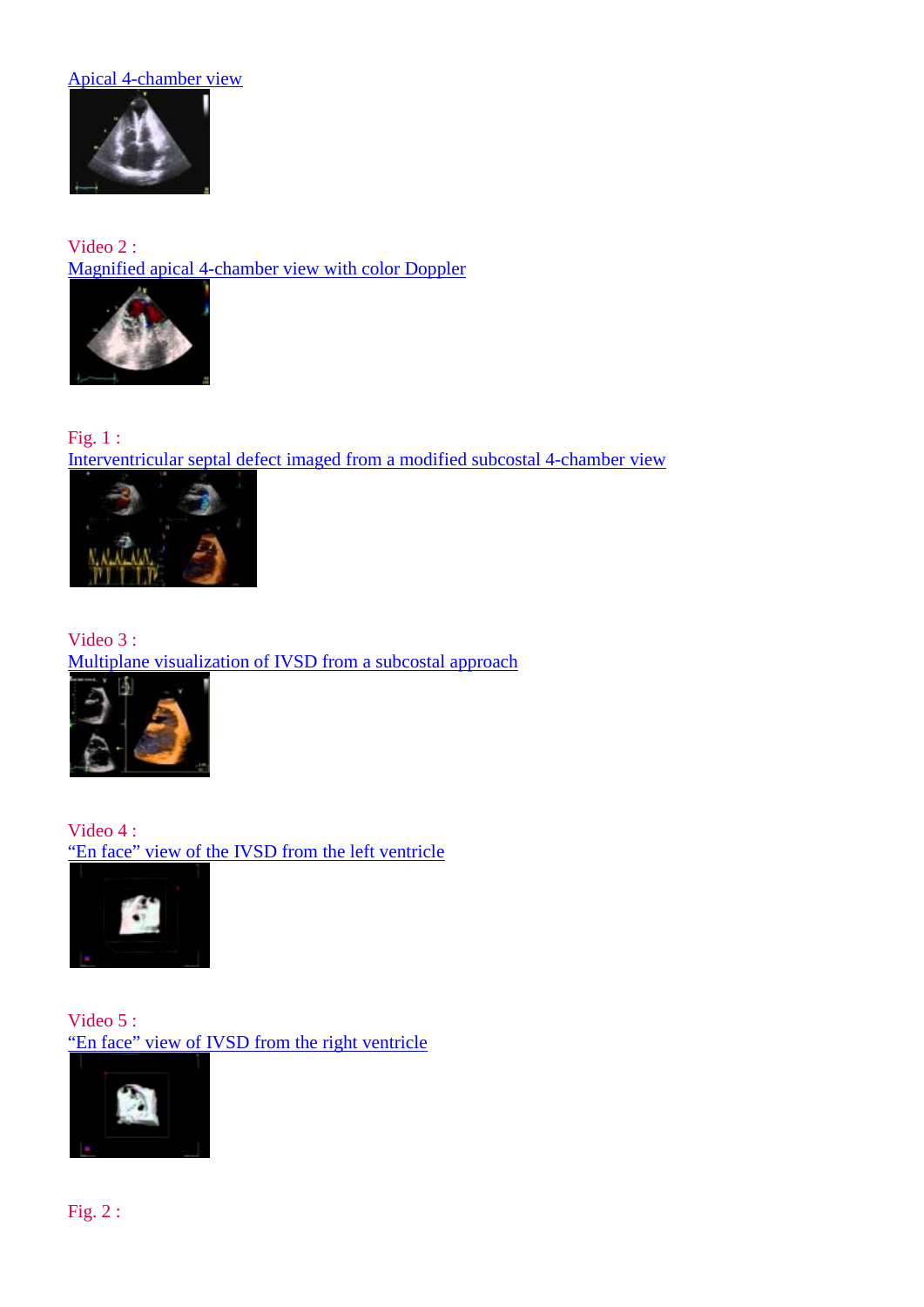Apical 4-chamber view

Video 2 :

Magnified apical 4-chamber view with color Doppler

Fig. 1 :

Interventricular septal defect imaged from a modified subcostal 4-chamber view

Video 3 :

Multiplane visualization of IVSD from a subcostal approach

Video 4 :

“En face” view of the IVSD from the left ventricle

Video 5 :

“En face” view of IVSD from the right ventricle

Fig. 2 :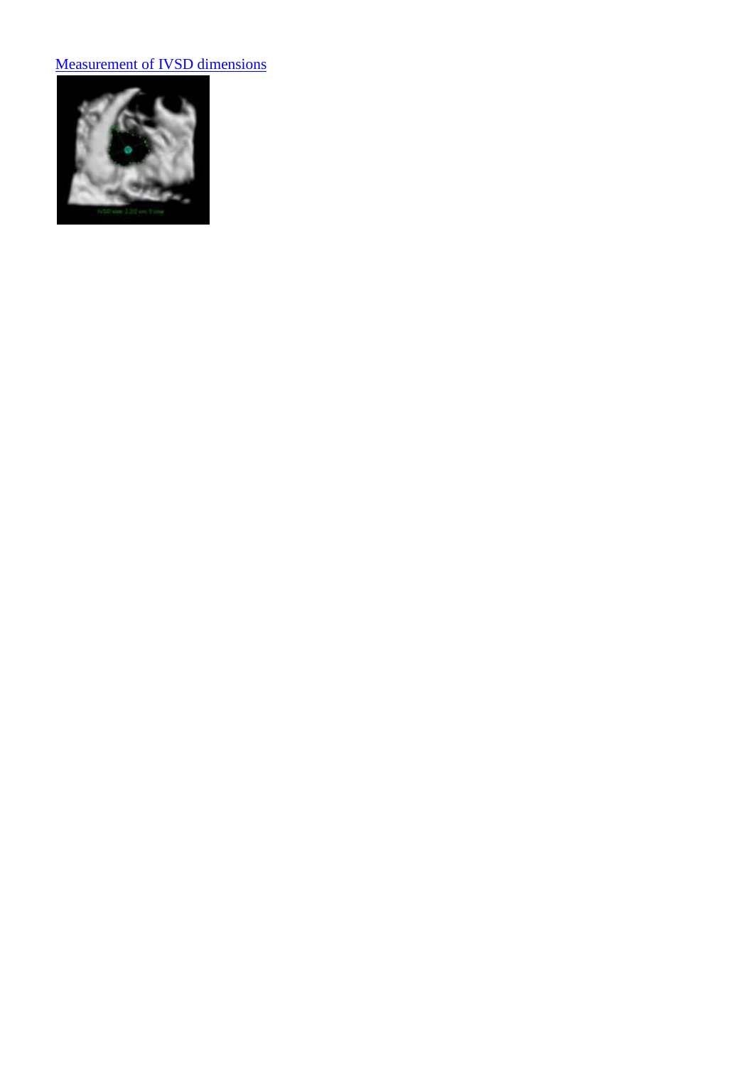[Measurement of IVSD dimensions]